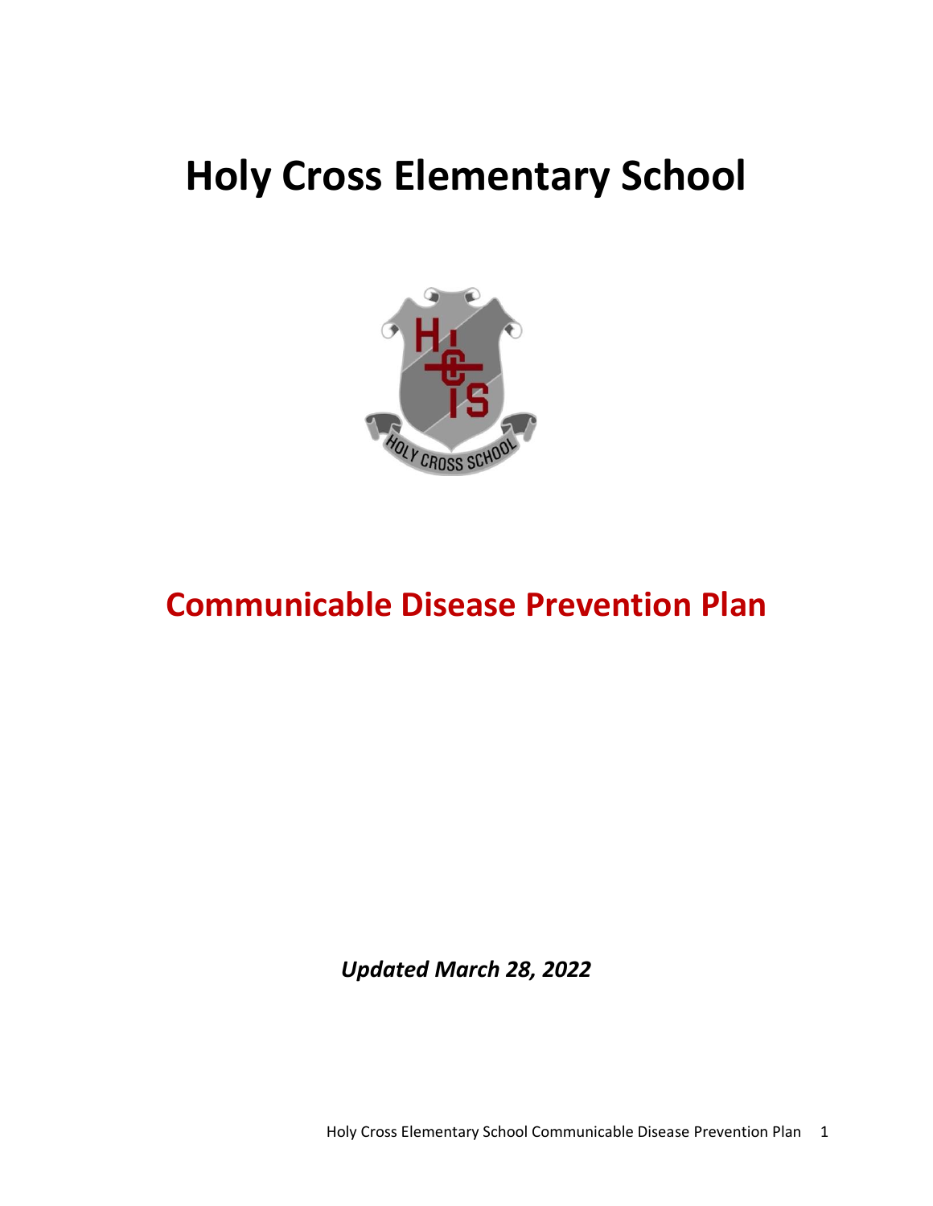# Holy Cross Elementary School

## Communicable Disease Prevention Plan

***Updated March 28, 2022***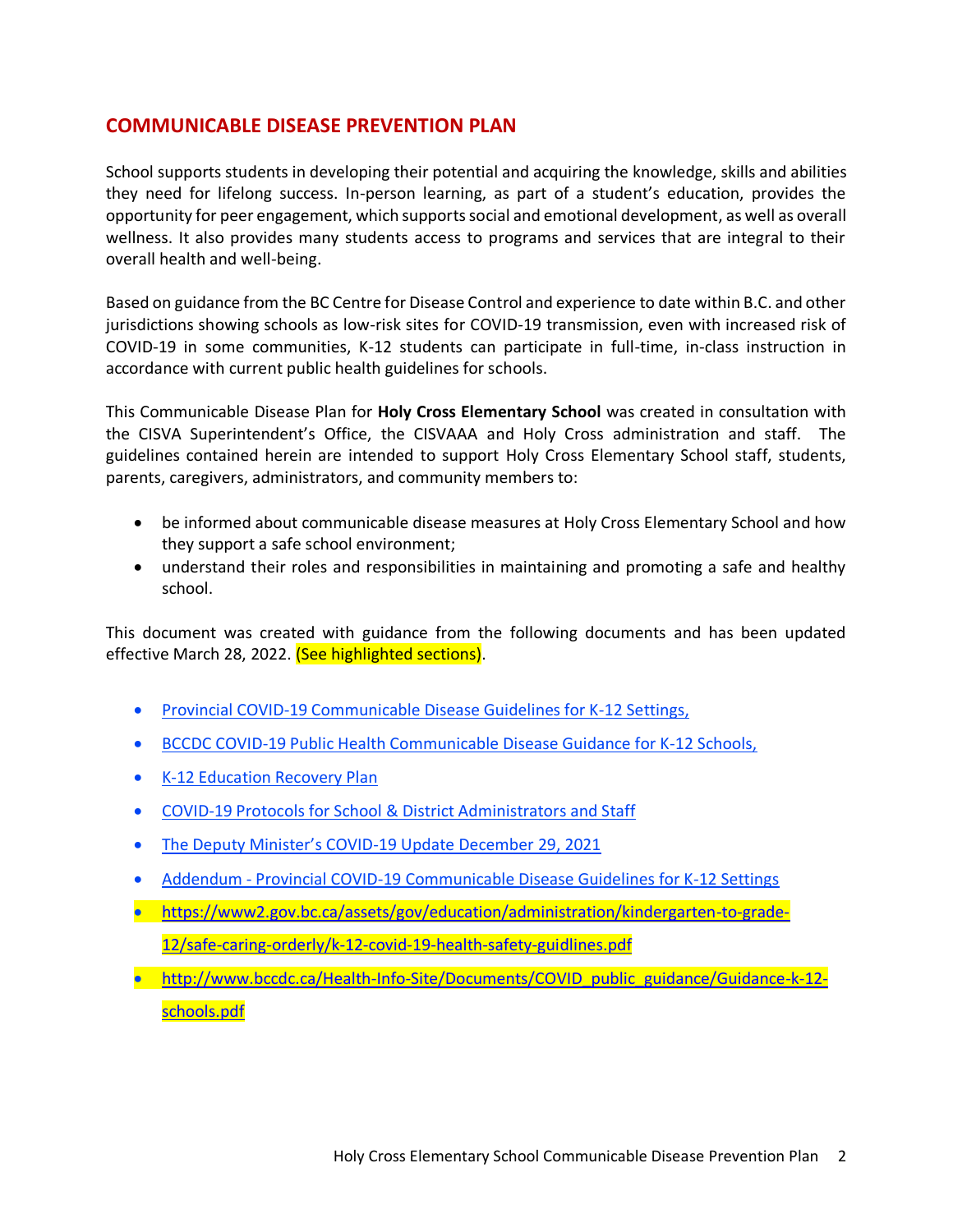## COMMUNICABLE DISEASE PREVENTION PLAN

School supports students in developing their potential and acquiring the knowledge, skills and abilities they need for lifelong success. In-person learning, as part of a student's education, provides the opportunity for peer engagement, which supports social and emotional development, as well as overall wellness. It also provides many students access to programs and services that are integral to their overall health and well-being.

Based on guidance from the BC Centre for Disease Control and experience to date within B.C. and other jurisdictions showing schools as low-risk sites for COVID-19 transmission, even with increased risk of COVID-19 in some communities, K-12 students can participate in full-time, in-class instruction in accordance with current public health guidelines for schools.

This Communicable Disease Plan for **Holy Cross Elementary School** was created in consultation with the CISVA Superintendent's Office, the CISVAAA and Holy Cross administration and staff. The guidelines contained herein are intended to support Holy Cross Elementary School staff, students, parents, caregivers, administrators, and community members to:

- be informed about communicable disease measures at Holy Cross Elementary School and how they support a safe school environment;
- understand their roles and responsibilities in maintaining and promoting a safe and healthy school.

This document was created with guidance from the following documents and has been updated effective March 28, 2022. (See highlighted sections).

- Provincial COVID-19 Communicable Disease Guidelines for K-12 Settings,
- BCCDC COVID-19 Public Health Communicable Disease Guidance for K-12 Schools,
- K-12 Education Recovery Plan
- COVID-19 Protocols for School & District Administrators and Staff
- The Deputy Minister's COVID-19 Update December 29, 2021
- Addendum - Provincial COVID-19 Communicable Disease Guidelines for K-12 Settings
- https://www2.gov.bc.ca/assets/gov/education/administration/kindergarten-to-grade-12/safe-caring-orderly/k-12-covid-19-health-safety-guidlines.pdf
- http://www.bccdc.ca/Health-Info-Site/Documents/COVID_public_guidance/Guidance-k-12-schools.pdf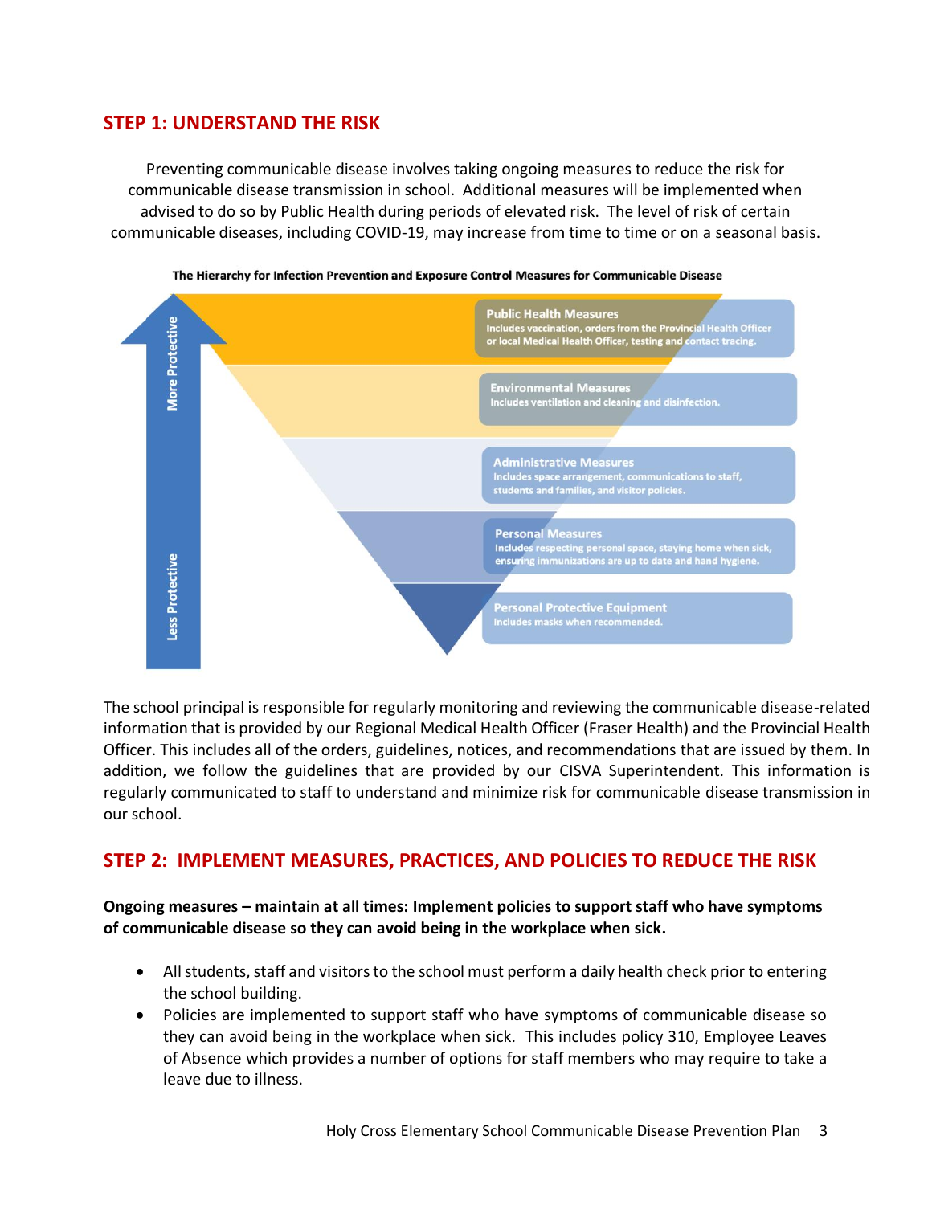## STEP 1: UNDERSTAND THE RISK

Preventing communicable disease involves taking ongoing measures to reduce the risk for communicable disease transmission in school. Additional measures will be implemented when advised to do so by Public Health during periods of elevated risk. The level of risk of certain communicable diseases, including COVID-19, may increase from time to time or on a seasonal basis.

**The Hierarchy for Infection Prevention and Exposure Control Measures for Communicable Disease**

More Protective

**Public Health Measures**
Includes vaccination, orders from the Provincial Health Officer or local Medical Health Officer, testing and contact tracing.

**Environmental Measures**
Includes ventilation and cleaning and disinfection.

**Administrative Measures**
Includes space arrangement, communications to staff, students and families, and visitor policies.

**Personal Measures**
Includes respecting personal space, staying home when sick, ensuring immunizations are up to date and hand hygiene.

**Personal Protective Equipment**
Includes masks when recommended.

Less Protective

The school principal is responsible for regularly monitoring and reviewing the communicable disease-related information that is provided by our Regional Medical Health Officer (Fraser Health) and the Provincial Health Officer. This includes all of the orders, guidelines, notices, and recommendations that are issued by them. In addition, we follow the guidelines that are provided by our CISVA Superintendent. This information is regularly communicated to staff to understand and minimize risk for communicable disease transmission in our school.

## STEP 2: IMPLEMENT MEASURES, PRACTICES, AND POLICIES TO REDUCE THE RISK

**Ongoing measures – maintain at all times: Implement policies to support staff who have symptoms of communicable disease so they can avoid being in the workplace when sick.**

- All students, staff and visitors to the school must perform a daily health check prior to entering the school building.
- Policies are implemented to support staff who have symptoms of communicable disease so they can avoid being in the workplace when sick. This includes policy 310, Employee Leaves of Absence which provides a number of options for staff members who may require to take a leave due to illness.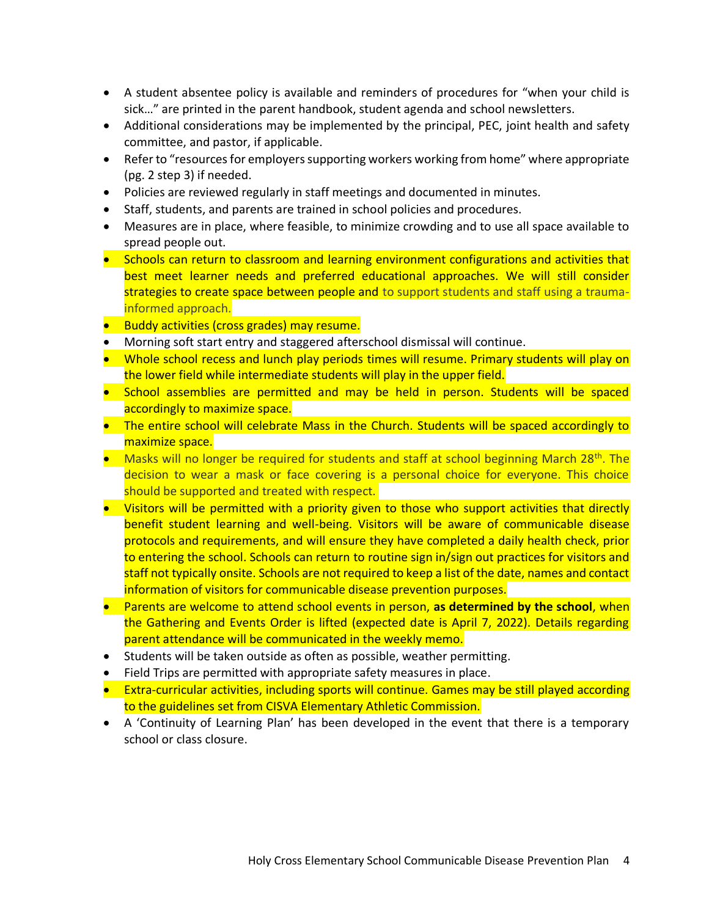- A student absentee policy is available and reminders of procedures for "when your child is sick…" are printed in the parent handbook, student agenda and school newsletters.
- Additional considerations may be implemented by the principal, PEC, joint health and safety committee, and pastor, if applicable.
- Refer to "resources for employers supporting workers working from home" where appropriate (pg. 2 step 3) if needed.
- Policies are reviewed regularly in staff meetings and documented in minutes.
- Staff, students, and parents are trained in school policies and procedures.
- Measures are in place, where feasible, to minimize crowding and to use all space available to spread people out.
- Schools can return to classroom and learning environment configurations and activities that best meet learner needs and preferred educational approaches. We will still consider strategies to create space between people and to support students and staff using a trauma-informed approach.
- Buddy activities (cross grades) may resume.
- Morning soft start entry and staggered afterschool dismissal will continue.
- Whole school recess and lunch play periods times will resume. Primary students will play on the lower field while intermediate students will play in the upper field.
- School assemblies are permitted and may be held in person. Students will be spaced accordingly to maximize space.
- The entire school will celebrate Mass in the Church. Students will be spaced accordingly to maximize space.
- Masks will no longer be required for students and staff at school beginning March 28th. The decision to wear a mask or face covering is a personal choice for everyone. This choice should be supported and treated with respect.
- Visitors will be permitted with a priority given to those who support activities that directly benefit student learning and well-being. Visitors will be aware of communicable disease protocols and requirements, and will ensure they have completed a daily health check, prior to entering the school. Schools can return to routine sign in/sign out practices for visitors and staff not typically onsite. Schools are not required to keep a list of the date, names and contact information of visitors for communicable disease prevention purposes.
- Parents are welcome to attend school events in person, **as determined by the school**, when the Gathering and Events Order is lifted (expected date is April 7, 2022). Details regarding parent attendance will be communicated in the weekly memo.
- Students will be taken outside as often as possible, weather permitting.
- Field Trips are permitted with appropriate safety measures in place.
- Extra-curricular activities, including sports will continue. Games may be still played according to the guidelines set from CISVA Elementary Athletic Commission.
- A 'Continuity of Learning Plan' has been developed in the event that there is a temporary school or class closure.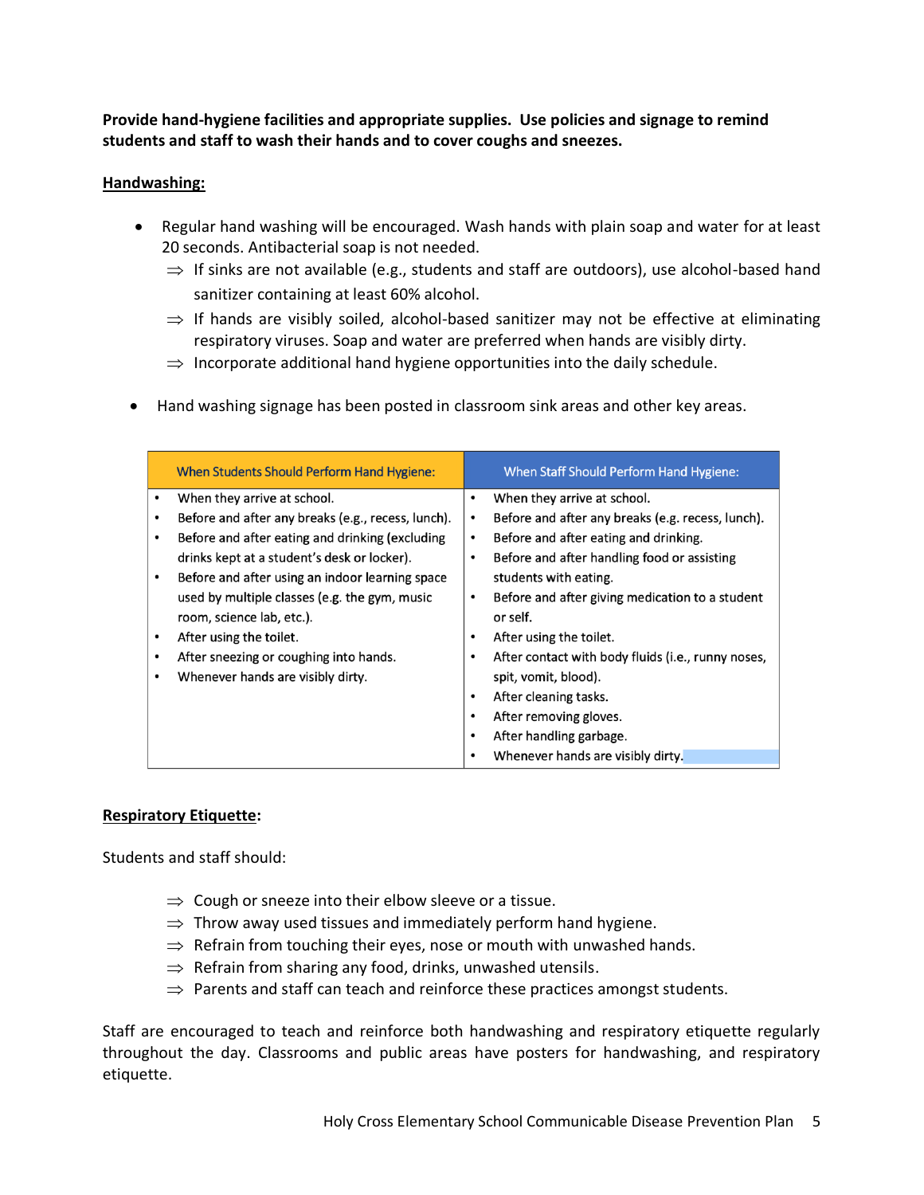**Provide hand-hygiene facilities and appropriate supplies. Use policies and signage to remind students and staff to wash their hands and to cover coughs and sneezes.**

**Handwashing:**

- Regular hand washing will be encouraged. Wash hands with plain soap and water for at least 20 seconds. Antibacterial soap is not needed.
  - ⇒ If sinks are not available (e.g., students and staff are outdoors), use alcohol-based hand sanitizer containing at least 60% alcohol.
  - ⇒ If hands are visibly soiled, alcohol-based sanitizer may not be effective at eliminating respiratory viruses. Soap and water are preferred when hands are visibly dirty.
  - ⇒ Incorporate additional hand hygiene opportunities into the daily schedule.

- Hand washing signage has been posted in classroom sink areas and other key areas.

| When Students Should Perform Hand Hygiene: | When Staff Should Perform Hand Hygiene: |
|---|---|
| • When they arrive at school.<br>• Before and after any breaks (e.g., recess, lunch).<br>• Before and after eating and drinking (excluding drinks kept at a student's desk or locker).<br>• Before and after using an indoor learning space used by multiple classes (e.g. the gym, music room, science lab, etc.).<br>• After using the toilet.<br>• After sneezing or coughing into hands.<br>• Whenever hands are visibly dirty. | • When they arrive at school.<br>• Before and after any breaks (e.g. recess, lunch).<br>• Before and after eating and drinking.<br>• Before and after handling food or assisting students with eating.<br>• Before and after giving medication to a student or self.<br>• After using the toilet.<br>• After contact with body fluids (i.e., runny noses, spit, vomit, blood).<br>• After cleaning tasks.<br>• After removing gloves.<br>• After handling garbage.<br>• Whenever hands are visibly dirty. |

**Respiratory Etiquette:**

Students and staff should:

- ⇒ Cough or sneeze into their elbow sleeve or a tissue.
- ⇒ Throw away used tissues and immediately perform hand hygiene.
- ⇒ Refrain from touching their eyes, nose or mouth with unwashed hands.
- ⇒ Refrain from sharing any food, drinks, unwashed utensils.
- ⇒ Parents and staff can teach and reinforce these practices amongst students.

Staff are encouraged to teach and reinforce both handwashing and respiratory etiquette regularly throughout the day. Classrooms and public areas have posters for handwashing, and respiratory etiquette.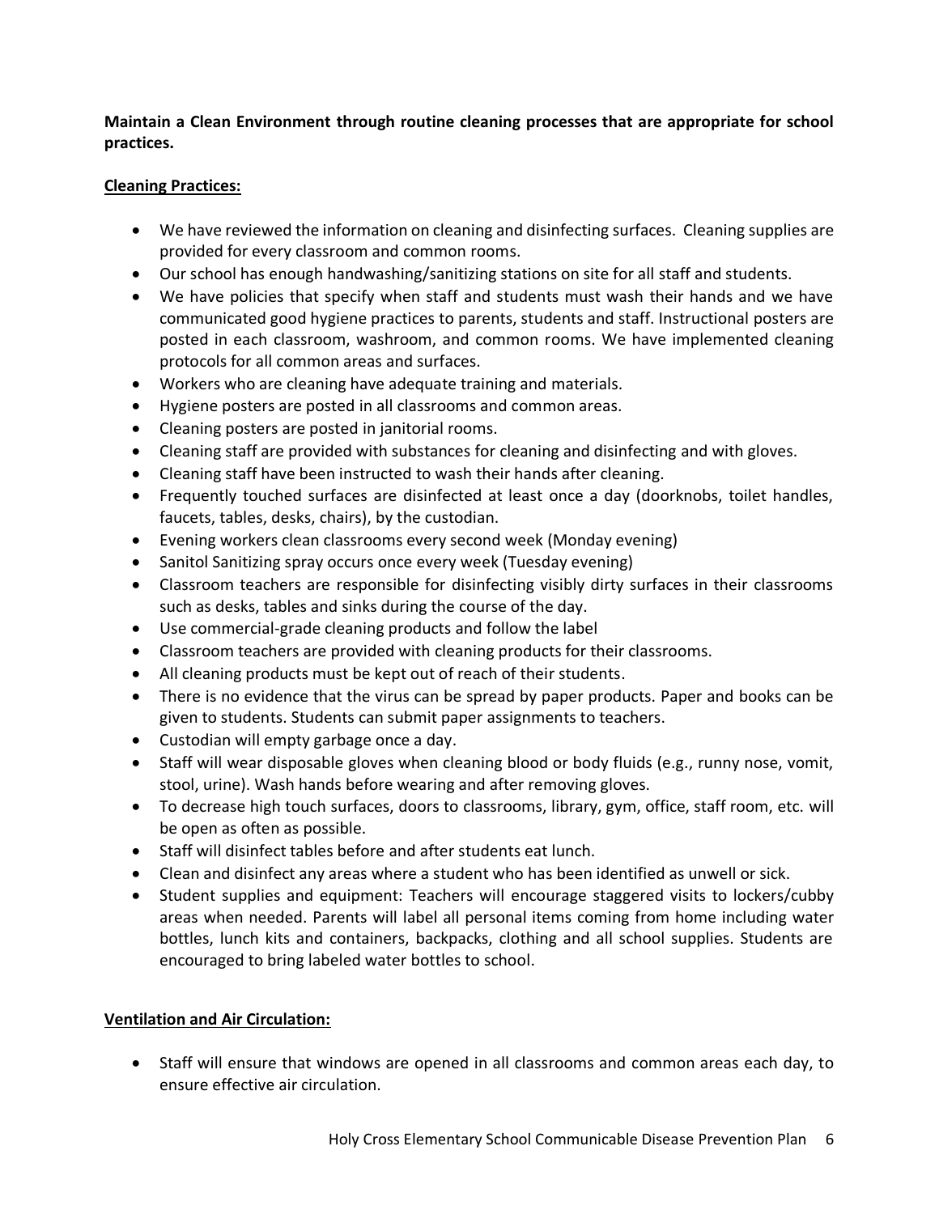**Maintain a Clean Environment through routine cleaning processes that are appropriate for school practices.**

**Cleaning Practices:**

- We have reviewed the information on cleaning and disinfecting surfaces. Cleaning supplies are provided for every classroom and common rooms.
- Our school has enough handwashing/sanitizing stations on site for all staff and students.
- We have policies that specify when staff and students must wash their hands and we have communicated good hygiene practices to parents, students and staff. Instructional posters are posted in each classroom, washroom, and common rooms. We have implemented cleaning protocols for all common areas and surfaces.
- Workers who are cleaning have adequate training and materials.
- Hygiene posters are posted in all classrooms and common areas.
- Cleaning posters are posted in janitorial rooms.
- Cleaning staff are provided with substances for cleaning and disinfecting and with gloves.
- Cleaning staff have been instructed to wash their hands after cleaning.
- Frequently touched surfaces are disinfected at least once a day (doorknobs, toilet handles, faucets, tables, desks, chairs), by the custodian.
- Evening workers clean classrooms every second week (Monday evening)
- Sanitol Sanitizing spray occurs once every week (Tuesday evening)
- Classroom teachers are responsible for disinfecting visibly dirty surfaces in their classrooms such as desks, tables and sinks during the course of the day.
- Use commercial-grade cleaning products and follow the label
- Classroom teachers are provided with cleaning products for their classrooms.
- All cleaning products must be kept out of reach of their students.
- There is no evidence that the virus can be spread by paper products. Paper and books can be given to students. Students can submit paper assignments to teachers.
- Custodian will empty garbage once a day.
- Staff will wear disposable gloves when cleaning blood or body fluids (e.g., runny nose, vomit, stool, urine). Wash hands before wearing and after removing gloves.
- To decrease high touch surfaces, doors to classrooms, library, gym, office, staff room, etc. will be open as often as possible.
- Staff will disinfect tables before and after students eat lunch.
- Clean and disinfect any areas where a student who has been identified as unwell or sick.
- Student supplies and equipment: Teachers will encourage staggered visits to lockers/cubby areas when needed. Parents will label all personal items coming from home including water bottles, lunch kits and containers, backpacks, clothing and all school supplies. Students are encouraged to bring labeled water bottles to school.

**Ventilation and Air Circulation:**

- Staff will ensure that windows are opened in all classrooms and common areas each day, to ensure effective air circulation.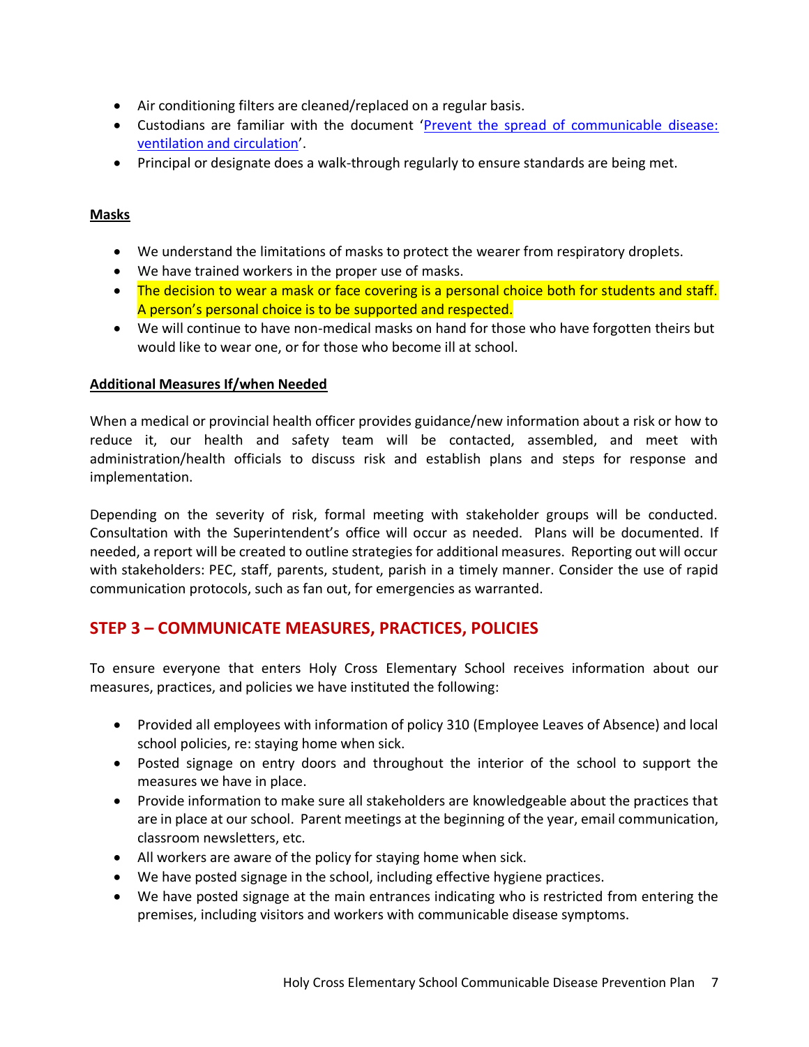- Air conditioning filters are cleaned/replaced on a regular basis.
- Custodians are familiar with the document '[Prevent the spread of communicable disease: ventilation and circulation]'.
- Principal or designate does a walk-through regularly to ensure standards are being met.

**Masks**

- We understand the limitations of masks to protect the wearer from respiratory droplets.
- We have trained workers in the proper use of masks.
- The decision to wear a mask or face covering is a personal choice both for students and staff. A person's personal choice is to be supported and respected.
- We will continue to have non-medical masks on hand for those who have forgotten theirs but would like to wear one, or for those who become ill at school.

**Additional Measures If/when Needed**

When a medical or provincial health officer provides guidance/new information about a risk or how to reduce it, our health and safety team will be contacted, assembled, and meet with administration/health officials to discuss risk and establish plans and steps for response and implementation.

Depending on the severity of risk, formal meeting with stakeholder groups will be conducted. Consultation with the Superintendent's office will occur as needed. Plans will be documented. If needed, a report will be created to outline strategies for additional measures. Reporting out will occur with stakeholders: PEC, staff, parents, student, parish in a timely manner. Consider the use of rapid communication protocols, such as fan out, for emergencies as warranted.

## STEP 3 – COMMUNICATE MEASURES, PRACTICES, POLICIES

To ensure everyone that enters Holy Cross Elementary School receives information about our measures, practices, and policies we have instituted the following:

- Provided all employees with information of policy 310 (Employee Leaves of Absence) and local school policies, re: staying home when sick.
- Posted signage on entry doors and throughout the interior of the school to support the measures we have in place.
- Provide information to make sure all stakeholders are knowledgeable about the practices that are in place at our school. Parent meetings at the beginning of the year, email communication, classroom newsletters, etc.
- All workers are aware of the policy for staying home when sick.
- We have posted signage in the school, including effective hygiene practices.
- We have posted signage at the main entrances indicating who is restricted from entering the premises, including visitors and workers with communicable disease symptoms.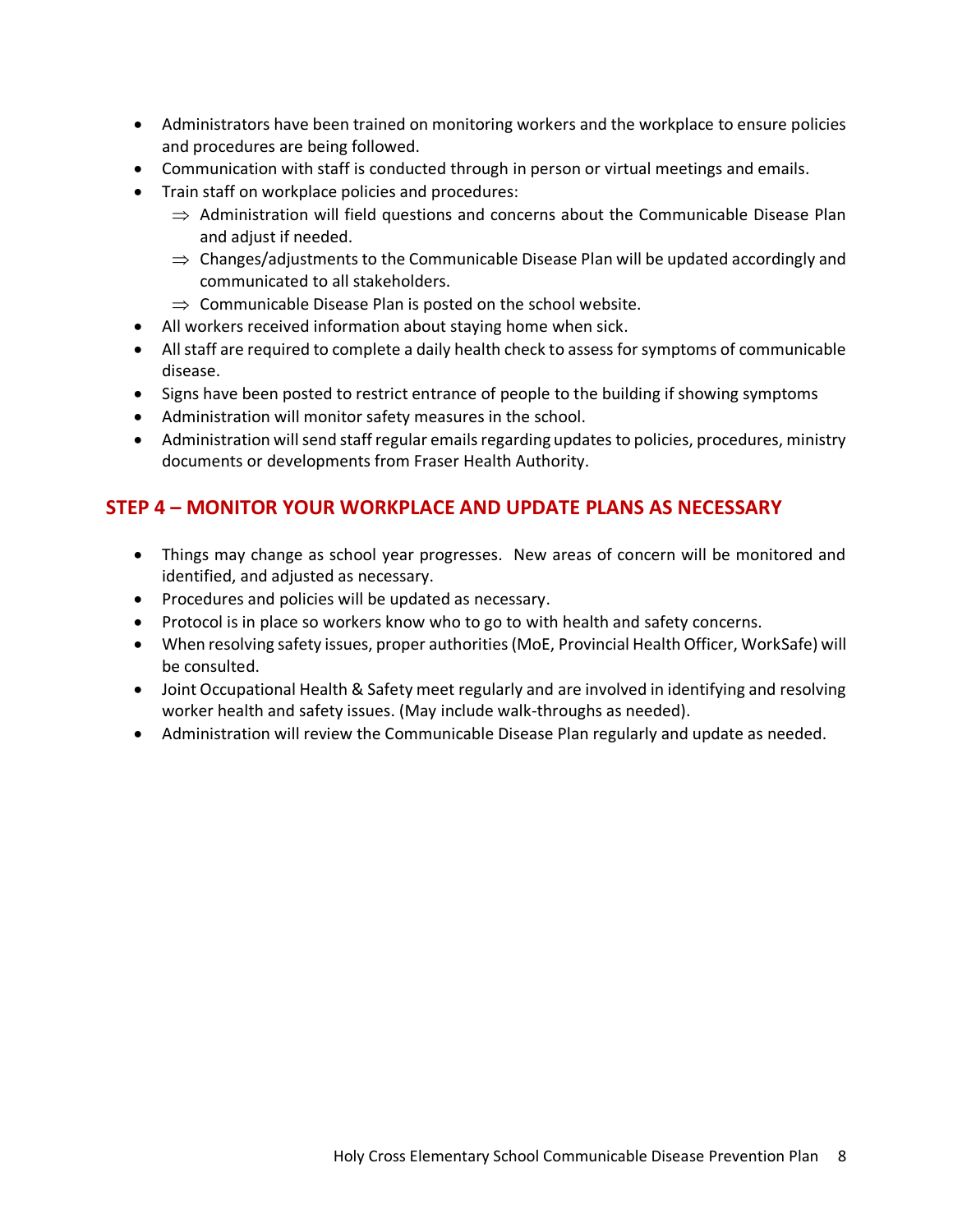- Administrators have been trained on monitoring workers and the workplace to ensure policies and procedures are being followed.
- Communication with staff is conducted through in person or virtual meetings and emails.
- Train staff on workplace policies and procedures:
  - ⇒ Administration will field questions and concerns about the Communicable Disease Plan and adjust if needed.
  - ⇒ Changes/adjustments to the Communicable Disease Plan will be updated accordingly and communicated to all stakeholders.
  - ⇒ Communicable Disease Plan is posted on the school website.
- All workers received information about staying home when sick.
- All staff are required to complete a daily health check to assess for symptoms of communicable disease.
- Signs have been posted to restrict entrance of people to the building if showing symptoms
- Administration will monitor safety measures in the school.
- Administration will send staff regular emails regarding updates to policies, procedures, ministry documents or developments from Fraser Health Authority.

## STEP 4 – MONITOR YOUR WORKPLACE AND UPDATE PLANS AS NECESSARY

- Things may change as school year progresses. New areas of concern will be monitored and identified, and adjusted as necessary.
- Procedures and policies will be updated as necessary.
- Protocol is in place so workers know who to go to with health and safety concerns.
- When resolving safety issues, proper authorities (MoE, Provincial Health Officer, WorkSafe) will be consulted.
- Joint Occupational Health & Safety meet regularly and are involved in identifying and resolving worker health and safety issues. (May include walk-throughs as needed).
- Administration will review the Communicable Disease Plan regularly and update as needed.